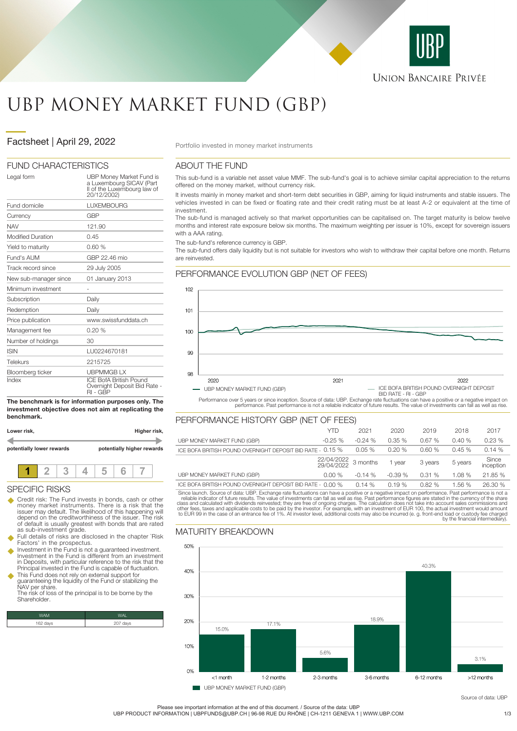# UBP MONEY MARKET FUND (GBP)

## Factsheet | April 29, 2022

Portfolio invested in money market instruments

## FUND CHARACTERISTICS

| | |
|---|---|
| Legal form | UBP Money Market Fund is a Luxembourg SICAV (Part II of the Luxembourg law of 20/12/2002) |
| Fund domicile | LUXEMBOURG |
| Currency | GBP |
| NAV | 121.90 |
| Modified Duration | 0.45 |
| Yield to maturity | 0.60 % |
| Fund's AUM | GBP 22.46 mio |
| Track record since | 29 July 2005 |
| New sub-manager since | 01 January 2013 |
| Minimum investment | - |
| Subscription | Daily |
| Redemption | Daily |
| Price publication | www.swissfunddata.ch |
| Management fee | 0.20 % |
| Number of holdings | 30 |
| ISIN | LU0224670181 |
| Telekurs | 2215725 |
| Bloomberg ticker | UBPMMGB LX |
| Index | ICE BofA British Pound Overnight Deposit Bid Rate - RI - GBP |

**The benchmark is for information purposes only. The investment objective does not aim at replicating the benchmark.**

**Lower risk,** **Higher risk,**

**potentially lower rewards** **potentially higher rewards**

| **1** | 2 | 3 | 4 | 5 | 6 | 7 |
|---|---|---|---|---|---|---|

## SPECIFIC RISKS

- Credit risk: The Fund invests in bonds, cash or other money market instruments. There is a risk that the issuer may default. The likelihood of this happening will depend on the creditworthiness of the issuer. The risk of default is usually greatest with bonds that are rated as sub-investment grade.
- Full details of risks are disclosed in the chapter 'Risk Factors' in the prospectus.
- Investment in the Fund is not a guaranteed investment. Investment in the Fund is different from an investment in Deposits, with particular reference to the risk that the Principal invested in the Fund is capable of fluctuation.
- This Fund does not rely on external support for guaranteeing the liquidity of the Fund or stabilizing the NAV per share.
  The risk of loss of the principal is to be borne by the Shareholder.

| WAM | WAL |
|---|---|
| 162 days | 207 days |

## ABOUT THE FUND

This sub-fund is a variable net asset value MMF. The sub-fund's goal is to achieve similar capital appreciation to the returns offered on the money market, without currency risk.

It invests mainly in money market and short-term debt securities in GBP, aiming for liquid instruments and stable issuers. The vehicles invested in can be fixed or floating rate and their credit rating must be at least A-2 or equivalent at the time of investment.

The sub-fund is managed actively so that market opportunities can be capitalised on. The target maturity is below twelve months and interest rate exposure below six months. The maximum weighting per issuer is 10%, except for sovereign issuers with a AAA rating.

The sub-fund's reference currency is GBP.

The sub-fund offers daily liquidity but is not suitable for investors who wish to withdraw their capital before one month. Returns are reinvested.

## PERFORMANCE EVOLUTION GBP (NET OF FEES)

— UBP MONEY MARKET FUND (GBP) — ICE BOFA BRITISH POUND OVERNIGHT DEPOSIT BID RATE - RI - GBP

Performance over 5 years or since inception. Source of data: UBP. Exchange rate fluctuations can have a positive or a negative impact on performance. Past performance is not a reliable indicator of future results. The value of investments can fall as well as rise.

## PERFORMANCE HISTORY GBP (NET OF FEES)

| | YTD | 2021 | 2020 | 2019 | 2018 | 2017 |
|---|---|---|---|---|---|---|
| UBP MONEY MARKET FUND (GBP) | -0.25 % | -0.24 % | 0.35 % | 0.67 % | 0.40 % | 0.23 % |
| ICE BOFA BRITISH POUND OVERNIGHT DEPOSIT BID RATE - | 0.15 % | 0.05 % | 0.20 % | 0.60 % | 0.45 % | 0.14 % |
| | 22/04/2022 29/04/2022 | 3 months | 1 year | 3 years | 5 years | Since inception |
| UBP MONEY MARKET FUND (GBP) | 0.00 % | -0.14 % | -0.39 % | 0.31 % | 1.08 % | 21.85 % |
| ICE BOFA BRITISH POUND OVERNIGHT DEPOSIT BID RATE - | 0.00 % | 0.14 % | 0.19 % | 0.82 % | 1.56 % | 26.30 % |

Since launch. Source of data: UBP. Exchange rate fluctuations can have a positive or a negative impact on performance. Past performance is not a reliable indicator of future results. The value of investments can fall as well as rise. Past performance figures are stated in the currency of the share class and calculated with dividends reinvested; they are free of ongoing charges. The calculation does not take into account sales commissions and other fees, taxes and applicable costs to be paid by the investor. For example, with an investment of EUR 100, the actual investment would amount to EUR 99 in the case of an entrance fee of 1%. At investor level, additional costs may also be incurred (e. g. front-end load or custody fee charged by the financial intermediary).

## MATURITY BREAKDOWN

| Maturity | UBP MONEY MARKET FUND (GBP) |
|---|---|
| <1 month | 15.0% |
| 1-2 months | 17.1% |
| 2-3 months | 5.6% |
| 3-6 months | 18.9% |
| 6-12 months | 40.3% |
| >12 months | 3.1% |

Source of data: UBP

Please see important information at the end of this document. / Source of the data: UBP

UBP PRODUCT INFORMATION | UBPFUNDS@UBP.CH | 96-98 RUE DU RHÔNE | CH-1211 GENEVA 1 | WWW.UBP.COM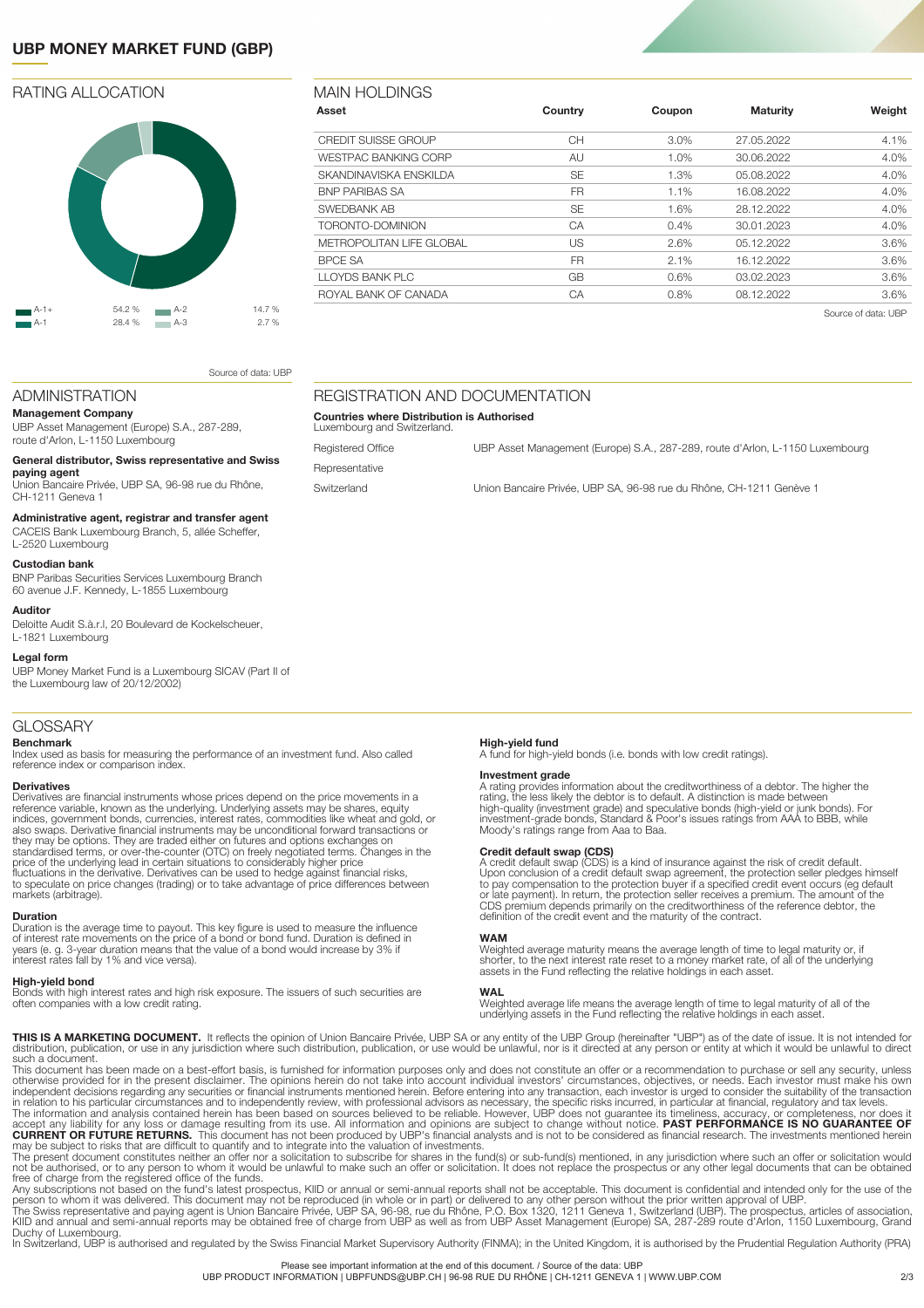# UBP MONEY MARKET FUND (GBP)

## RATING ALLOCATION

| Rating | Weight | Rating | Weight |
|---|---|---|---|
| A-1+ | 54.2 % | A-2 | 14.7 % |
| A-1 | 28.4 % | A-3 | 2.7 % |

Source of data: UBP

## MAIN HOLDINGS

| Asset | Country | Coupon | Maturity | Weight |
|---|---|---|---|---|
| CREDIT SUISSE GROUP | CH | 3.0% | 27.05.2022 | 4.1% |
| WESTPAC BANKING CORP | AU | 1.0% | 30.06.2022 | 4.0% |
| SKANDINAVISKA ENSKILDA | SE | 1.3% | 05.08.2022 | 4.0% |
| BNP PARIBAS SA | FR | 1.1% | 16.08.2022 | 4.0% |
| SWEDBANK AB | SE | 1.6% | 28.12.2022 | 4.0% |
| TORONTO-DOMINION | CA | 0.4% | 30.01.2023 | 4.0% |
| METROPOLITAN LIFE GLOBAL | US | 2.6% | 05.12.2022 | 3.6% |
| BPCE SA | FR | 2.1% | 16.12.2022 | 3.6% |
| LLOYDS BANK PLC | GB | 0.6% | 03.02.2023 | 3.6% |
| ROYAL BANK OF CANADA | CA | 0.8% | 08.12.2022 | 3.6% |

Source of data: UBP

## ADMINISTRATION

**Management Company**
UBP Asset Management (Europe) S.A., 287-289, route d'Arlon, L-1150 Luxembourg

**General distributor, Swiss representative and Swiss paying agent**
Union Bancaire Privée, UBP SA, 96-98 rue du Rhône, CH-1211 Geneva 1

**Administrative agent, registrar and transfer agent**
CACEIS Bank Luxembourg Branch, 5, allée Scheffer, L-2520 Luxembourg

**Custodian bank**
BNP Paribas Securities Services Luxembourg Branch
60 avenue J.F. Kennedy, L-1855 Luxembourg

**Auditor**
Deloitte Audit S.à.r.l, 20 Boulevard de Kockelscheuer, L-1821 Luxembourg

**Legal form**
UBP Money Market Fund is a Luxembourg SICAV (Part II of the Luxembourg law of 20/12/2002)

## REGISTRATION AND DOCUMENTATION

**Countries where Distribution is Authorised**
Luxembourg and Switzerland.

| | |
|---|---|
| Registered Office | UBP Asset Management (Europe) S.A., 287-289, route d'Arlon, L-1150 Luxembourg |
| Representative | |
| Switzerland | Union Bancaire Privée, UBP SA, 96-98 rue du Rhône, CH-1211 Genève 1 |

## GLOSSARY

**Benchmark**
Index used as basis for measuring the performance of an investment fund. Also called reference index or comparison index.

**Derivatives**
Derivatives are financial instruments whose prices depend on the price movements in a reference variable, known as the underlying. Underlying assets may be shares, equity indices, government bonds, currencies, interest rates, commodities like wheat and gold, or also swaps. Derivative financial instruments may be unconditional forward transactions or they may be options. They are traded either on futures and options exchanges on standardised terms, or over-the-counter (OTC) on freely negotiated terms. Changes in the price of the underlying lead in certain situations to considerably higher price fluctuations in the derivative. Derivatives can be used to hedge against financial risks, to speculate on price changes (trading) or to take advantage of price differences between markets (arbitrage).

**Duration**
Duration is the average time to payout. This key figure is used to measure the influence of interest rate movements on the price of a bond or bond fund. Duration is defined in years (e. g. 3-year duration means that the value of a bond would increase by 3% if interest rates fall by 1% and vice versa).

**High-yield bond**
Bonds with high interest rates and high risk exposure. The issuers of such securities are often companies with a low credit rating.

**High-yield fund**
A fund for high-yield bonds (i.e. bonds with low credit ratings).

**Investment grade**
A rating provides information about the creditworthiness of a debtor. The higher the rating, the less likely the debtor is to default. A distinction is made between high-quality (investment grade) and speculative bonds (high-yield or junk bonds). For investment-grade bonds, Standard & Poor's issues ratings from AAA to BBB, while Moody's ratings range from Aaa to Baa.

**Credit default swap (CDS)**
A credit default swap (CDS) is a kind of insurance against the risk of credit default. Upon conclusion of a credit default swap agreement, the protection seller pledges himself to pay compensation to the protection buyer if a specified credit event occurs (eg default or late payment). In return, the protection seller receives a premium. The amount of the CDS premium depends primarily on the creditworthiness of the reference debtor, the definition of the credit event and the maturity of the contract.

**WAM**
Weighted average maturity means the average length of time to legal maturity or, if shorter, to the next interest rate reset to a money market rate, of all of the underlying assets in the Fund reflecting the relative holdings in each asset.

**WAL**
Weighted average life means the average length of time to legal maturity of all of the underlying assets in the Fund reflecting the relative holdings in each asset.

**THIS IS A MARKETING DOCUMENT.** It reflects the opinion of Union Bancaire Privée, UBP SA or any entity of the UBP Group (hereinafter "UBP") as of the date of issue. It is not intended for distribution, publication, or use in any jurisdiction where such distribution, publication, or use would be unlawful, nor is it directed at any person or entity at which it would be unlawful to direct such a document.
This document has been made on a best-effort basis, is furnished for information purposes only and does not constitute an offer or a recommendation to purchase or sell any security, unless otherwise provided for in the present disclaimer. The opinions herein do not take into account individual investors' circumstances, objectives, or needs. Each investor must make his own independent decisions regarding any securities or financial instruments mentioned herein. Before entering into any transaction, each investor is urged to consider the suitability of the transaction in relation to his particular circumstances and to independently review, with professional advisors as necessary, the specific risks incurred, in particular at financial, regulatory and tax levels.
The information and analysis contained herein has been based on sources believed to be reliable. However, UBP does not guarantee its timeliness, accuracy, or completeness, nor does it accept any liability for any loss or damage resulting from its use. All information and opinions are subject to change without notice. **PAST PERFORMANCE IS NO GUARANTEE OF CURRENT OR FUTURE RETURNS.** This document has not been produced by UBP's financial analysts and is not to be considered as financial research. The investments mentioned herein may be subject to risks that are difficult to quantify and to integrate into the valuation of investments.
The present document constitutes neither an offer nor a solicitation to subscribe for shares in the fund(s) or sub-fund(s) mentioned, in any jurisdiction where such an offer or solicitation would not be authorised, or to any person to whom it would be unlawful to make such an offer or solicitation. It does not replace the prospectus or any other legal documents that can be obtained free of charge from the registered office of the funds.
Any subscriptions not based on the fund's latest prospectus, KIID or annual or semi-annual reports shall not be acceptable. This document is confidential and intended only for the use of the person to whom it was delivered. This document may not be reproduced (in whole or in part) or delivered to any other person without the prior written approval of UBP.
The Swiss representative and paying agent is Union Bancaire Privée, UBP SA, 96-98, rue du Rhône, P.O. Box 1320, 1211 Geneva 1, Switzerland (UBP). The prospectus, articles of association, KIID and annual and semi-annual reports may be obtained free of charge from UBP as well as from UBP Asset Management (Europe) SA, 287-289 route d'Arlon, 1150 Luxembourg, Grand Duchy of Luxembourg.
In Switzerland, UBP is authorised and regulated by the Swiss Financial Market Supervisory Authority (FINMA); in the United Kingdom, it is authorised by the Prudential Regulation Authority (PRA)

Please see important information at the end of this document. / Source of the data: UBP
UBP PRODUCT INFORMATION | UBPFUNDS@UBP.CH | 96-98 RUE DU RHÔNE | CH-1211 GENEVA 1 | WWW.UBP.COM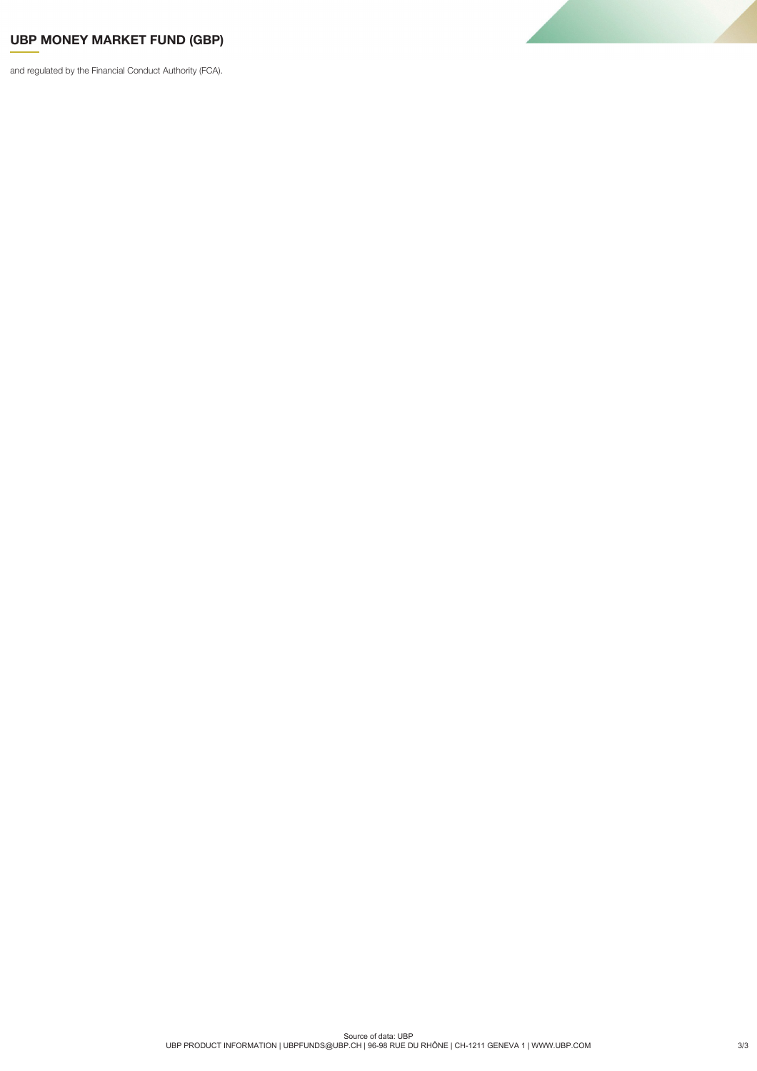and regulated by the Financial Conduct Authority (FCA).